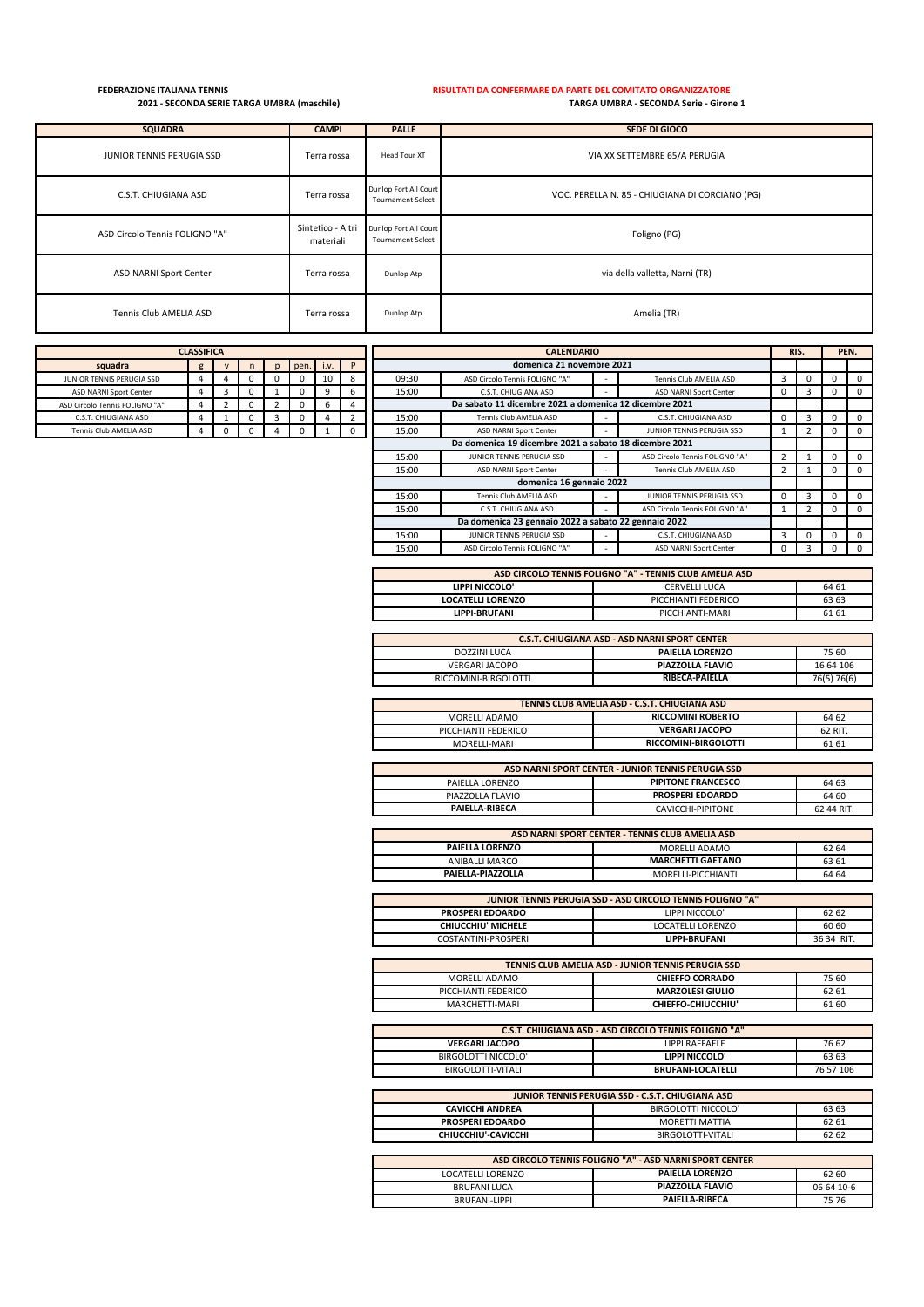**FEDERAZIONE ITALIANA TENNIS**
**2021 - SECONDA SERIE TARGA UMBRA (maschile)**

**RISULTATI DA CONFERMARE DA PARTE DEL COMITATO ORGANIZZATORE**
**TARGA UMBRA - SECONDA Serie - Girone 1**

| SQUADRA | CAMPI | PALLE | SEDE DI GIOCO |
|---|---|---|---|
| JUNIOR TENNIS PERUGIA SSD | Terra rossa | Head Tour XT | VIA XX SETTEMBRE 65/A PERUGIA |
| C.S.T. CHIUGIANA ASD | Terra rossa | Dunlop Fort All Court Tournament Select | VOC. PERELLA N. 85 - CHIUGIANA DI CORCIANO (PG) |
| ASD Circolo Tennis FOLIGNO "A" | Sintetico - Altri materiali | Dunlop Fort All Court Tournament Select | Foligno (PG) |
| ASD NARNI Sport Center | Terra rossa | Dunlop Atp | via della valletta, Narni (TR) |
| Tennis Club AMELIA ASD | Terra rossa | Dunlop Atp | Amelia (TR) |

| CLASSIFICA | | | | | | | |
|---|---|---|---|---|---|---|---|
| **squadra** | **g** | **v** | **n** | **p** | **pen.** | **i.v.** | **P** |
| JUNIOR TENNIS PERUGIA SSD | 4 | 4 | 0 | 0 | 0 | 10 | 8 |
| ASD NARNI Sport Center | 4 | 3 | 0 | 1 | 0 | 9 | 6 |
| ASD Circolo Tennis FOLIGNO "A" | 4 | 2 | 0 | 2 | 0 | 6 | 4 |
| C.S.T. CHIUGIANA ASD | 4 | 1 | 0 | 3 | 0 | 4 | 2 |
| Tennis Club AMELIA ASD | 4 | 0 | 0 | 4 | 0 | 1 | 0 |

| CALENDARIO | | | | RIS. | | PEN. | |
|---|---|---|---|---|---|---|---|
| **domenica 21 novembre 2021** | | | | | | | |
| 09:30 | ASD Circolo Tennis FOLIGNO "A" | - | Tennis Club AMELIA ASD | 3 | 0 | 0 | 0 |
| 15:00 | C.S.T. CHIUGIANA ASD | - | ASD NARNI Sport Center | 0 | 3 | 0 | 0 |
| **Da sabato 11 dicembre 2021 a domenica 12 dicembre 2021** | | | | | | | |
| 15:00 | Tennis Club AMELIA ASD | - | C.S.T. CHIUGIANA ASD | 0 | 3 | 0 | 0 |
| 15:00 | ASD NARNI Sport Center | - | JUNIOR TENNIS PERUGIA SSD | 1 | 2 | 0 | 0 |
| **Da domenica 19 dicembre 2021 a sabato 18 dicembre 2021** | | | | | | | |
| 15:00 | JUNIOR TENNIS PERUGIA SSD | - | ASD Circolo Tennis FOLIGNO "A" | 2 | 1 | 0 | 0 |
| 15:00 | ASD NARNI Sport Center | - | Tennis Club AMELIA ASD | 2 | 1 | 0 | 0 |
| **domenica 16 gennaio 2022** | | | | | | | |
| 15:00 | Tennis Club AMELIA ASD | - | JUNIOR TENNIS PERUGIA SSD | 0 | 3 | 0 | 0 |
| 15:00 | C.S.T. CHIUGIANA ASD | - | ASD Circolo Tennis FOLIGNO "A" | 1 | 2 | 0 | 0 |
| **Da domenica 23 gennaio 2022 a sabato 22 gennaio 2022** | | | | | | | |
| 15:00 | JUNIOR TENNIS PERUGIA SSD | - | C.S.T. CHIUGIANA ASD | 3 | 0 | 0 | 0 |
| 15:00 | ASD Circolo Tennis FOLIGNO "A" | - | ASD NARNI Sport Center | 0 | 3 | 0 | 0 |

| ASD CIRCOLO TENNIS FOLIGNO "A" - TENNIS CLUB AMELIA ASD | | |
|---|---|---|
| **LIPPI NICCOLO'** | CERVELLI LUCA | 64 61 |
| **LOCATELLI LORENZO** | PICCHIANTI FEDERICO | 63 63 |
| **LIPPI-BRUFANI** | PICCHIANTI-MARI | 61 61 |

| C.S.T. CHIUGIANA ASD - ASD NARNI SPORT CENTER | | |
|---|---|---|
| DOZZINI LUCA | **PAIELLA LORENZO** | 75 60 |
| VERGARI JACOPO | **PIAZZOLLA FLAVIO** | 16 64 106 |
| RICCOMINI-BIRGOLOTTI | **RIBECA-PAIELLA** | 76(5) 76(6) |

| TENNIS CLUB AMELIA ASD - C.S.T. CHIUGIANA ASD | | |
|---|---|---|
| MORELLI ADAMO | **RICCOMINI ROBERTO** | 64 62 |
| PICCHIANTI FEDERICO | **VERGARI JACOPO** | 62 RIT. |
| MORELLI-MARI | **RICCOMINI-BIRGOLOTTI** | 61 61 |

| ASD NARNI SPORT CENTER - JUNIOR TENNIS PERUGIA SSD | | |
|---|---|---|
| PAIELLA LORENZO | **PIPITONE FRANCESCO** | 64 63 |
| PIAZZOLLA FLAVIO | **PROSPERI EDOARDO** | 64 60 |
| **PAIELLA-RIBECA** | CAVICCHI-PIPITONE | 62 44 RIT. |

| ASD NARNI SPORT CENTER - TENNIS CLUB AMELIA ASD | | |
|---|---|---|
| **PAIELLA LORENZO** | MORELLI ADAMO | 62 64 |
| ANIBALLI MARCO | **MARCHETTI GAETANO** | 63 61 |
| **PAIELLA-PIAZZOLLA** | MORELLI-PICCHIANTI | 64 64 |

| JUNIOR TENNIS PERUGIA SSD - ASD CIRCOLO TENNIS FOLIGNO "A" | | |
|---|---|---|
| **PROSPERI EDOARDO** | LIPPI NICCOLO' | 62 62 |
| **CHIUCCHIU' MICHELE** | LOCATELLI LORENZO | 60 60 |
| COSTANTINI-PROSPERI | **LIPPI-BRUFANI** | 36 34 RIT. |

| TENNIS CLUB AMELIA ASD - JUNIOR TENNIS PERUGIA SSD | | |
|---|---|---|
| MORELLI ADAMO | **CHIEFFO CORRADO** | 75 60 |
| PICCHIANTI FEDERICO | **MARZOLESI GIULIO** | 62 61 |
| MARCHETTI-MARI | **CHIEFFO-CHIUCCHIU'** | 61 60 |

| C.S.T. CHIUGIANA ASD - ASD CIRCOLO TENNIS FOLIGNO "A" | | |
|---|---|---|
| **VERGARI JACOPO** | LIPPI RAFFAELE | 76 62 |
| BIRGOLOTTI NICCOLO' | **LIPPI NICCOLO'** | 63 63 |
| BIRGOLOTTI-VITALI | **BRUFANI-LOCATELLI** | 76 57 106 |

| JUNIOR TENNIS PERUGIA SSD - C.S.T. CHIUGIANA ASD | | |
|---|---|---|
| **CAVICCHI ANDREA** | BIRGOLOTTI NICCOLO' | 63 63 |
| **PROSPERI EDOARDO** | MORETTI MATTIA | 62 61 |
| **CHIUCCHIU'-CAVICCHI** | BIRGOLOTTI-VITALI | 62 62 |

| ASD CIRCOLO TENNIS FOLIGNO "A" - ASD NARNI SPORT CENTER | | |
|---|---|---|
| LOCATELLI LORENZO | **PAIELLA LORENZO** | 62 60 |
| BRUFANI LUCA | **PIAZZOLLA FLAVIO** | 06 64 10-6 |
| BRUFANI-LIPPI | **PAIELLA-RIBECA** | 75 76 |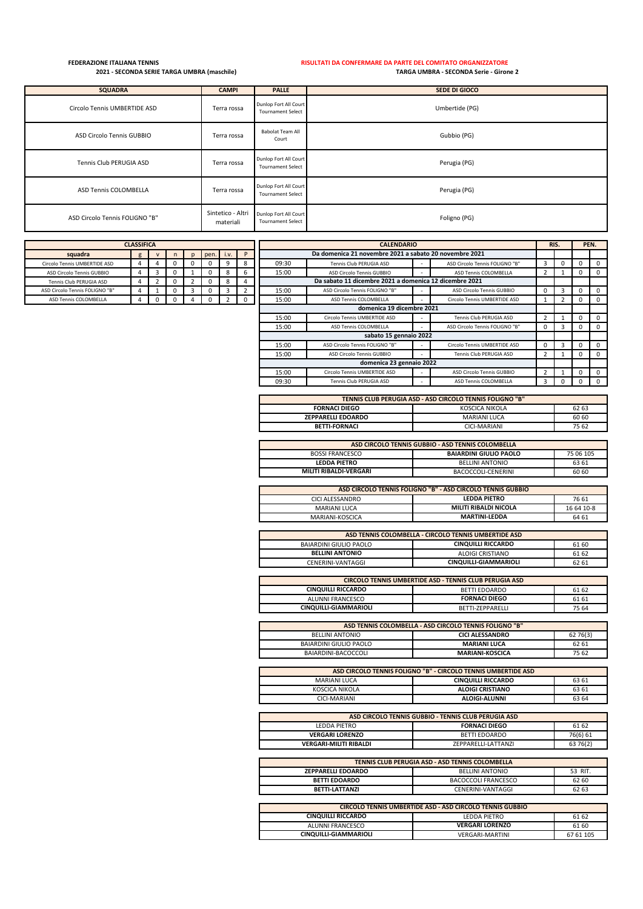**FEDERAZIONE ITALIANA TENNIS**
**2021 - SECONDA SERIE TARGA UMBRA (maschile)**

**RISULTATI DA CONFERMARE DA PARTE DEL COMITATO ORGANIZZATORE**
**TARGA UMBRA - SECONDA Serie - Girone 2**

| SQUADRA | CAMPI | PALLE | SEDE DI GIOCO |
|---|---|---|---|
| Circolo Tennis UMBERTIDE ASD | Terra rossa | Dunlop Fort All Court Tournament Select | Umbertide (PG) |
| ASD Circolo Tennis GUBBIO | Terra rossa | Babolat Team All Court | Gubbio (PG) |
| Tennis Club PERUGIA ASD | Terra rossa | Dunlop Fort All Court Tournament Select | Perugia (PG) |
| ASD Tennis COLOMBELLA | Terra rossa | Dunlop Fort All Court Tournament Select | Perugia (PG) |
| ASD Circolo Tennis FOLIGNO "B" | Sintetico - Altri materiali | Dunlop Fort All Court Tournament Select | Foligno (PG) |

**CLASSIFICA**

| squadra | g | v | n | p | pen. | i.v. | P |
|---|---|---|---|---|---|---|---|
| Circolo Tennis UMBERTIDE ASD | 4 | 4 | 0 | 0 | 0 | 9 | 8 |
| ASD Circolo Tennis GUBBIO | 4 | 3 | 0 | 1 | 0 | 8 | 6 |
| Tennis Club PERUGIA ASD | 4 | 2 | 0 | 2 | 0 | 8 | 4 |
| ASD Circolo Tennis FOLIGNO "B" | 4 | 1 | 0 | 3 | 0 | 3 | 2 |
| ASD Tennis COLOMBELLA | 4 | 0 | 0 | 4 | 0 | 2 | 0 |

**CALENDARIO**

| CALENDARIO | | | | RIS. | | PEN. | |
|---|---|---|---|---|---|---|---|
| Da domenica 21 novembre 2021 a sabato 20 novembre 2021 | | | | | | | |
| 09:30 | Tennis Club PERUGIA ASD | - | ASD Circolo Tennis FOLIGNO "B" | 3 | 0 | 0 | 0 |
| 15:00 | ASD Circolo Tennis GUBBIO | - | ASD Tennis COLOMBELLA | 2 | 1 | 0 | 0 |
| Da sabato 11 dicembre 2021 a domenica 12 dicembre 2021 | | | | | | | |
| 15:00 | ASD Circolo Tennis FOLIGNO "B" | - | ASD Circolo Tennis GUBBIO | 0 | 3 | 0 | 0 |
| 15:00 | ASD Tennis COLOMBELLA | - | Circolo Tennis UMBERTIDE ASD | 1 | 2 | 0 | 0 |
| domenica 19 dicembre 2021 | | | | | | | |
| 15:00 | Circolo Tennis UMBERTIDE ASD | - | Tennis Club PERUGIA ASD | 2 | 1 | 0 | 0 |
| 15:00 | ASD Tennis COLOMBELLA | - | ASD Circolo Tennis FOLIGNO "B" | 0 | 3 | 0 | 0 |
| sabato 15 gennaio 2022 | | | | | | | |
| 15:00 | ASD Circolo Tennis FOLIGNO "B" | - | Circolo Tennis UMBERTIDE ASD | 0 | 3 | 0 | 0 |
| 15:00 | ASD Circolo Tennis GUBBIO | - | Tennis Club PERUGIA ASD | 2 | 1 | 0 | 0 |
| domenica 23 gennaio 2022 | | | | | | | |
| 15:00 | Circolo Tennis UMBERTIDE ASD | - | ASD Circolo Tennis GUBBIO | 2 | 1 | 0 | 0 |
| 09:30 | Tennis Club PERUGIA ASD | - | ASD Tennis COLOMBELLA | 3 | 0 | 0 | 0 |

| TENNIS CLUB PERUGIA ASD - ASD CIRCOLO TENNIS FOLIGNO "B" | | |
|---|---|---|
| **FORNACI DIEGO** | KOSCICA NIKOLA | 62 63 |
| **ZEPPARELLI EDOARDO** | MARIANI LUCA | 60 60 |
| **BETTI-FORNACI** | CICI-MARIANI | 75 62 |

| ASD CIRCOLO TENNIS GUBBIO - ASD TENNIS COLOMBELLA | | |
|---|---|---|
| BOSSI FRANCESCO | **BAIARDINI GIULIO PAOLO** | 75 06 105 |
| **LEDDA PIETRO** | BELLINI ANTONIO | 63 61 |
| **MILITI RIBALDI-VERGARI** | BACOCCOLI-CENERINI | 60 60 |

| ASD CIRCOLO TENNIS FOLIGNO "B" - ASD CIRCOLO TENNIS GUBBIO | | |
|---|---|---|
| CICI ALESSANDRO | **LEDDA PIETRO** | 76 61 |
| MARIANI LUCA | **MILITI RIBALDI NICOLA** | 16 64 10-8 |
| MARIANI-KOSCICA | **MARTINI-LEDDA** | 64 61 |

| ASD TENNIS COLOMBELLA - CIRCOLO TENNIS UMBERTIDE ASD | | |
|---|---|---|
| BAIARDINI GIULIO PAOLO | **CINQUILLI RICCARDO** | 61 60 |
| **BELLINI ANTONIO** | ALOIGI CRISTIANO | 61 62 |
| CENERINI-VANTAGGI | **CINQUILLI-GIAMMARIOLI** | 62 61 |

| CIRCOLO TENNIS UMBERTIDE ASD - TENNIS CLUB PERUGIA ASD | | |
|---|---|---|
| **CINQUILLI RICCARDO** | BETTI EDOARDO | 61 62 |
| ALUNNI FRANCESCO | **FORNACI DIEGO** | 61 61 |
| **CINQUILLI-GIAMMARIOLI** | BETTI-ZEPPARELLI | 75 64 |

| ASD TENNIS COLOMBELLA - ASD CIRCOLO TENNIS FOLIGNO "B" | | |
|---|---|---|
| BELLINI ANTONIO | **CICI ALESSANDRO** | 62 76(3) |
| BAIARDINI GIULIO PAOLO | **MARIANI LUCA** | 62 61 |
| BAIARDINI-BACOCCOLI | **MARIANI-KOSCICA** | 75 62 |

| ASD CIRCOLO TENNIS FOLIGNO "B" - CIRCOLO TENNIS UMBERTIDE ASD | | |
|---|---|---|
| MARIANI LUCA | **CINQUILLI RICCARDO** | 63 61 |
| KOSCICA NIKOLA | **ALOIGI CRISTIANO** | 63 61 |
| CICI-MARIANI | **ALOIGI-ALUNNI** | 63 64 |

| ASD CIRCOLO TENNIS GUBBIO - TENNIS CLUB PERUGIA ASD | | |
|---|---|---|
| LEDDA PIETRO | **FORNACI DIEGO** | 61 62 |
| **VERGARI LORENZO** | BETTI EDOARDO | 76(6) 61 |
| **VERGARI-MILITI RIBALDI** | ZEPPARELLI-LATTANZI | 63 76(2) |

| TENNIS CLUB PERUGIA ASD - ASD TENNIS COLOMBELLA | | |
|---|---|---|
| **ZEPPARELLI EDOARDO** | BELLINI ANTONIO | 53 RIT. |
| **BETTI EDOARDO** | BACOCCOLI FRANCESCO | 62 60 |
| **BETTI-LATTANZI** | CENERINI-VANTAGGI | 62 63 |

| CIRCOLO TENNIS UMBERTIDE ASD - ASD CIRCOLO TENNIS GUBBIO | | |
|---|---|---|
| **CINQUILLI RICCARDO** | LEDDA PIETRO | 61 62 |
| ALUNNI FRANCESCO | **VERGARI LORENZO** | 61 60 |
| **CINQUILLI-GIAMMARIOLI** | VERGARI-MARTINI | 67 61 105 |